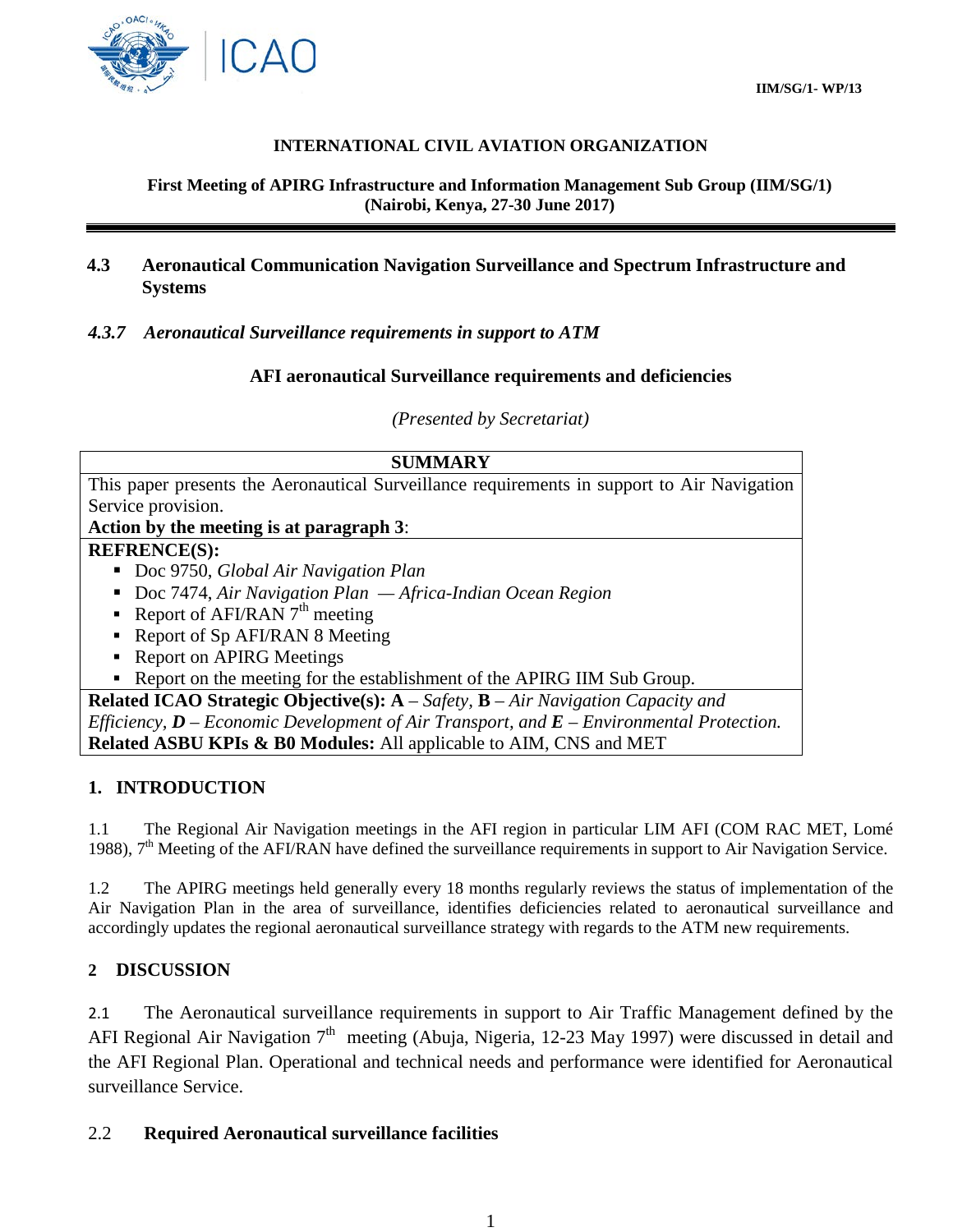IIM/SG/1- WP/13

**INTERNATIONAL CIVIL AVIATION ORGANIZATION**

**First Meeting of APIRG Infrastructure and Information Management Sub Group (IIM/SG/1)**
**(Nairobi, Kenya, 27-30 June 2017)**

## 4.3 Aeronautical Communication Navigation Surveillance and Spectrum Infrastructure and Systems

### *4.3.7 Aeronautical Surveillance requirements in support to ATM*

**AFI aeronautical Surveillance requirements and deficiencies**

*(Presented by Secretariat)*

| **SUMMARY** |
|---|
| This paper presents the Aeronautical Surveillance requirements in support to Air Navigation Service provision.<br>**Action by the meeting is at paragraph 3**: |
| **REFRENCE(S):**<br>▪ Doc 9750, *Global Air Navigation Plan*<br>▪ Doc 7474, *Air Navigation Plan — Africa-Indian Ocean Region*<br>▪ Report of AFI/RAN 7th meeting<br>▪ Report of Sp AFI/RAN 8 Meeting<br>▪ Report on APIRG Meetings<br>▪ Report on the meeting for the establishment of the APIRG IIM Sub Group. |
| **Related ICAO Strategic Objective(s): A** – *Safety*, **B** – *Air Navigation Capacity and Efficiency*, ***D*** *– Economic Development of Air Transport, and* ***E*** *– Environmental Protection.*<br>**Related ASBU KPIs & B0 Modules:** All applicable to AIM, CNS and MET |

## 1. INTRODUCTION

1.1 The Regional Air Navigation meetings in the AFI region in particular LIM AFI (COM RAC MET, Lomé 1988), 7th Meeting of the AFI/RAN have defined the surveillance requirements in support to Air Navigation Service.

1.2 The APIRG meetings held generally every 18 months regularly reviews the status of implementation of the Air Navigation Plan in the area of surveillance, identifies deficiencies related to aeronautical surveillance and accordingly updates the regional aeronautical surveillance strategy with regards to the ATM new requirements.

## 2 DISCUSSION

2.1 The Aeronautical surveillance requirements in support to Air Traffic Management defined by the AFI Regional Air Navigation 7th meeting (Abuja, Nigeria, 12-23 May 1997) were discussed in detail and the AFI Regional Plan. Operational and technical needs and performance were identified for Aeronautical surveillance Service.

### 2.2 Required Aeronautical surveillance facilities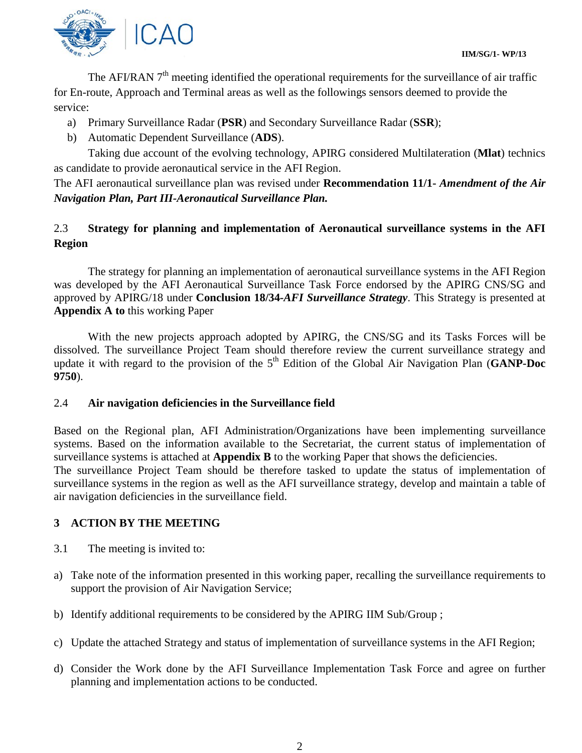The AFI/RAN 7th meeting identified the operational requirements for the surveillance of air traffic for En-route, Approach and Terminal areas as well as the followings sensors deemed to provide the service:

a) Primary Surveillance Radar (**PSR**) and Secondary Surveillance Radar (**SSR**);
b) Automatic Dependent Surveillance (**ADS**).

Taking due account of the evolving technology, APIRG considered Multilateration (**Mlat**) technics as candidate to provide aeronautical service in the AFI Region.

The AFI aeronautical surveillance plan was revised under **Recommendation 11/1-** ***Amendment of the Air Navigation Plan, Part III-Aeronautical Surveillance Plan.***

### 2.3 Strategy for planning and implementation of Aeronautical surveillance systems in the AFI Region

The strategy for planning an implementation of aeronautical surveillance systems in the AFI Region was developed by the AFI Aeronautical Surveillance Task Force endorsed by the APIRG CNS/SG and approved by APIRG/18 under **Conclusion 18/34-*AFI Surveillance Strategy***. This Strategy is presented at **Appendix A to** this working Paper

With the new projects approach adopted by APIRG, the CNS/SG and its Tasks Forces will be dissolved. The surveillance Project Team should therefore review the current surveillance strategy and update it with regard to the provision of the 5th Edition of the Global Air Navigation Plan (**GANP-Doc 9750**).

### 2.4 Air navigation deficiencies in the Surveillance field

Based on the Regional plan, AFI Administration/Organizations have been implementing surveillance systems. Based on the information available to the Secretariat, the current status of implementation of surveillance systems is attached at **Appendix B** to the working Paper that shows the deficiencies.

The surveillance Project Team should be therefore tasked to update the status of implementation of surveillance systems in the region as well as the AFI surveillance strategy, develop and maintain a table of air navigation deficiencies in the surveillance field.

## 3 ACTION BY THE MEETING

3.1 The meeting is invited to:

a) Take note of the information presented in this working paper, recalling the surveillance requirements to support the provision of Air Navigation Service;

b) Identify additional requirements to be considered by the APIRG IIM Sub/Group ;

c) Update the attached Strategy and status of implementation of surveillance systems in the AFI Region;

d) Consider the Work done by the AFI Surveillance Implementation Task Force and agree on further planning and implementation actions to be conducted.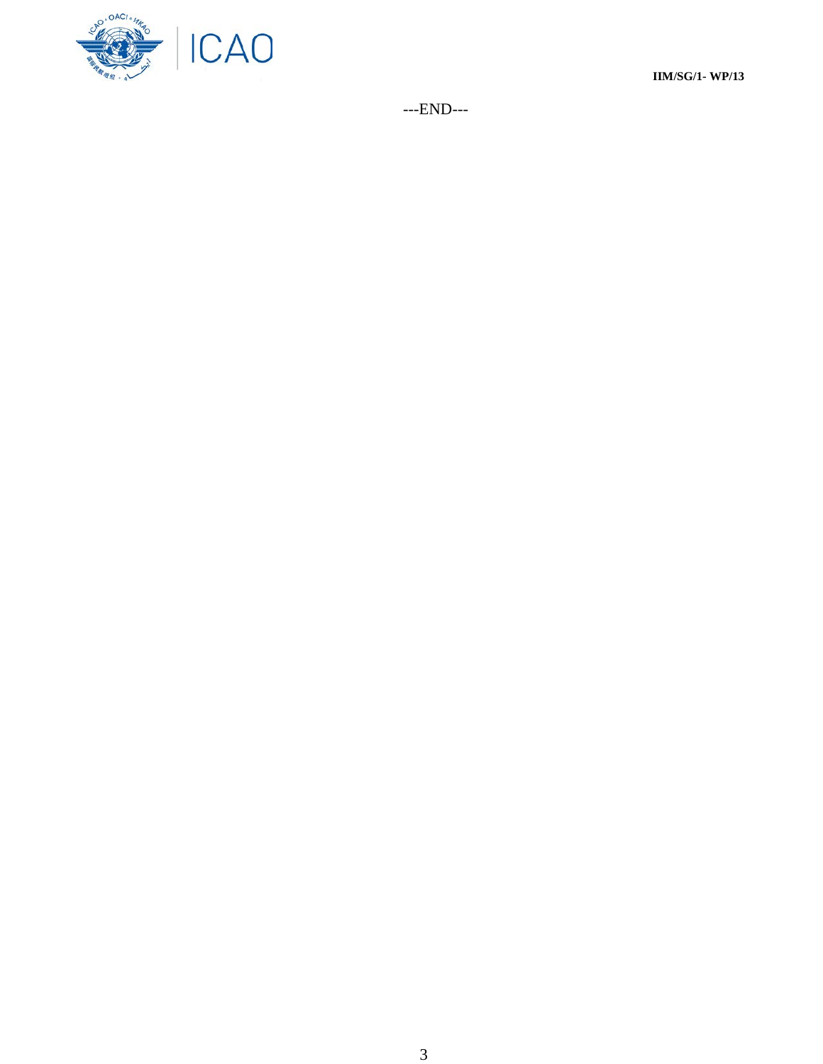---END---